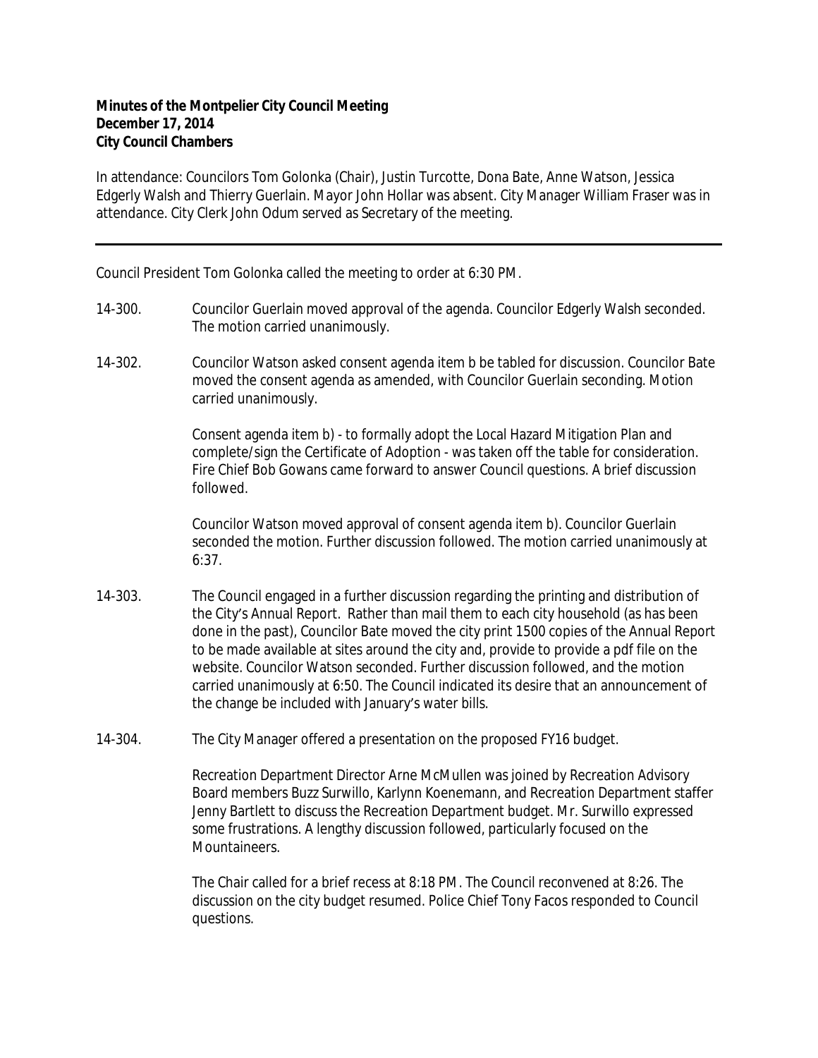**Minutes of the Montpelier City Council Meeting**
**December 17, 2014**
**City Council Chambers**

In attendance: Councilors Tom Golonka (Chair), Justin Turcotte, Dona Bate, Anne Watson, Jessica Edgerly Walsh and Thierry Guerlain. Mayor John Hollar was absent. City Manager William Fraser was in attendance. City Clerk John Odum served as Secretary of the meeting.

---

Council President Tom Golonka called the meeting to order at 6:30 PM.

14-300. Councilor Guerlain moved approval of the agenda. Councilor Edgerly Walsh seconded. The motion carried unanimously.

14-302. Councilor Watson asked consent agenda item b be tabled for discussion. Councilor Bate moved the consent agenda as amended, with Councilor Guerlain seconding. Motion carried unanimously.

Consent agenda item b) - to formally adopt the Local Hazard Mitigation Plan and complete/sign the Certificate of Adoption - was taken off the table for consideration. Fire Chief Bob Gowans came forward to answer Council questions. A brief discussion followed.

Councilor Watson moved approval of consent agenda item b). Councilor Guerlain seconded the motion. Further discussion followed. The motion carried unanimously at 6:37.

14-303. The Council engaged in a further discussion regarding the printing and distribution of the City's Annual Report. Rather than mail them to each city household (as has been done in the past), Councilor Bate moved the city print 1500 copies of the Annual Report to be made available at sites around the city and, provide to provide a pdf file on the website. Councilor Watson seconded. Further discussion followed, and the motion carried unanimously at 6:50. The Council indicated its desire that an announcement of the change be included with January's water bills.

14-304. The City Manager offered a presentation on the proposed FY16 budget.

Recreation Department Director Arne McMullen was joined by Recreation Advisory Board members Buzz Surwillo, Karlynn Koenemann, and Recreation Department staffer Jenny Bartlett to discuss the Recreation Department budget. Mr. Surwillo expressed some frustrations. A lengthy discussion followed, particularly focused on the Mountaineers.

The Chair called for a brief recess at 8:18 PM. The Council reconvened at 8:26. The discussion on the city budget resumed. Police Chief Tony Facos responded to Council questions.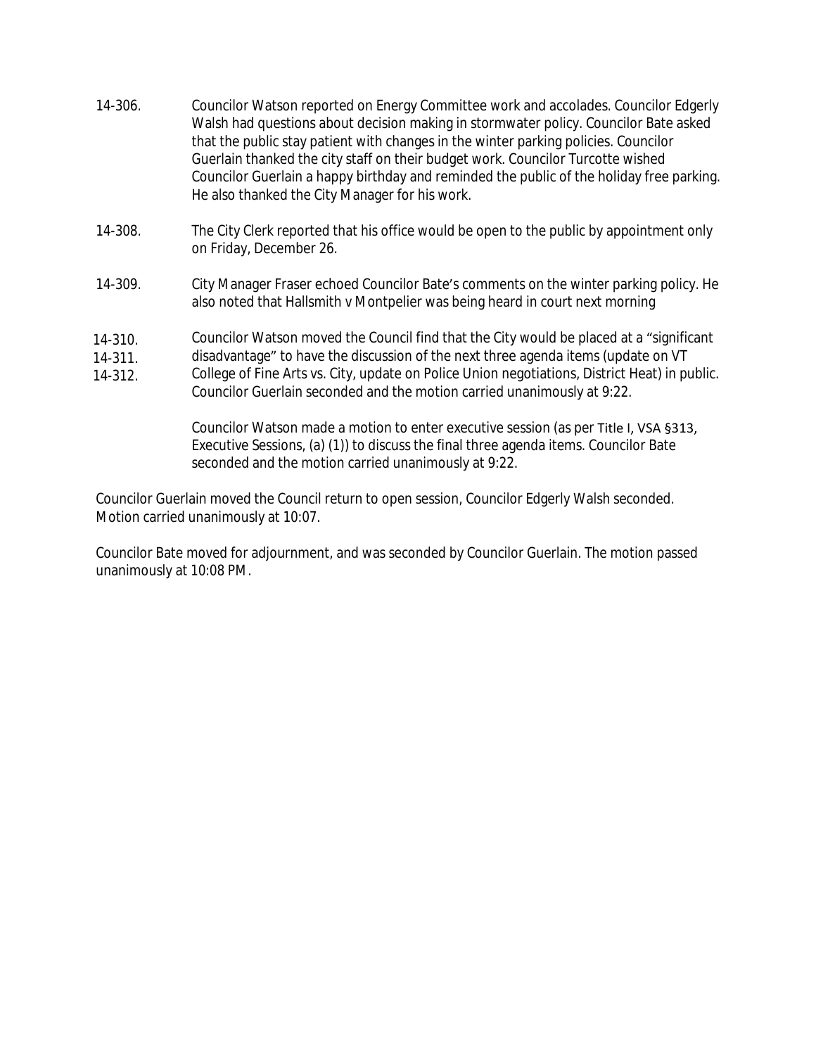14-306. Councilor Watson reported on Energy Committee work and accolades. Councilor Edgerly Walsh had questions about decision making in stormwater policy. Councilor Bate asked that the public stay patient with changes in the winter parking policies. Councilor Guerlain thanked the city staff on their budget work. Councilor Turcotte wished Councilor Guerlain a happy birthday and reminded the public of the holiday free parking. He also thanked the City Manager for his work.

14-308. The City Clerk reported that his office would be open to the public by appointment only on Friday, December 26.

14-309. City Manager Fraser echoed Councilor Bate's comments on the winter parking policy. He also noted that Hallsmith v Montpelier was being heard in court next morning

14-310.
14-311.
14-312. Councilor Watson moved the Council find that the City would be placed at a "significant disadvantage" to have the discussion of the next three agenda items (update on VT College of Fine Arts vs. City, update on Police Union negotiations, District Heat) in public. Councilor Guerlain seconded and the motion carried unanimously at 9:22.

Councilor Watson made a motion to enter executive session (as per Title I, VSA §313, Executive Sessions, (a) (1)) to discuss the final three agenda items. Councilor Bate seconded and the motion carried unanimously at 9:22.

Councilor Guerlain moved the Council return to open session, Councilor Edgerly Walsh seconded. Motion carried unanimously at 10:07.

Councilor Bate moved for adjournment, and was seconded by Councilor Guerlain. The motion passed unanimously at 10:08 PM.